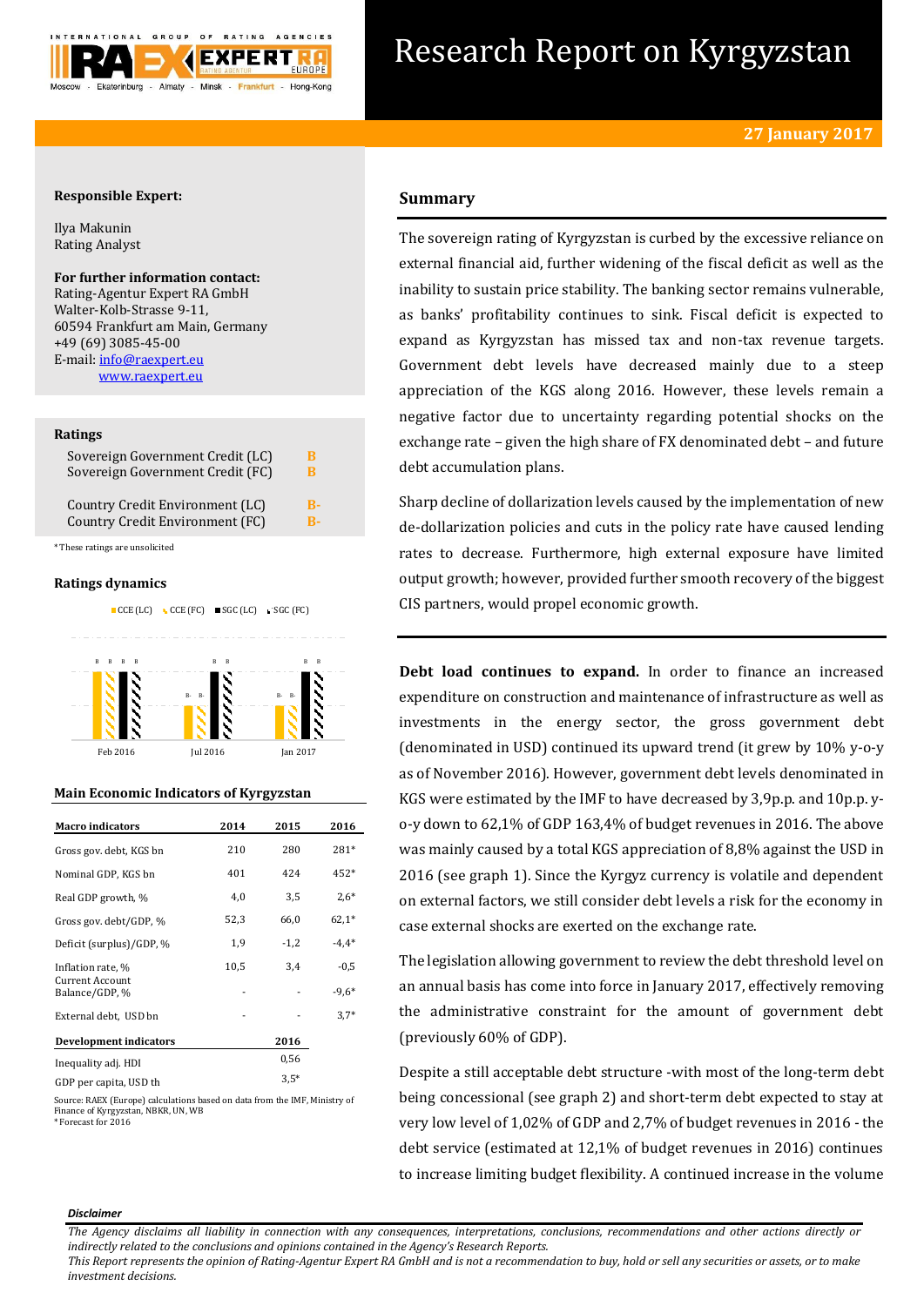# Research Report on Kyrgyzstan

**27 January 2017**

**Responsible Expert:**

Ilya Makunin
Rating Analyst

**For further information contact:**
Rating-Agentur Expert RA GmbH
Walter-Kolb-Strasse 9-11,
60594 Frankfurt am Main, Germany
+49 (69) 3085-45-00
E-mail: info@raexpert.eu
www.raexpert.eu

**Ratings**

| | |
|---|---|
| Sovereign Government Credit (LC) | B |
| Sovereign Government Credit (FC) | B |
| Country Credit Environment (LC) | B- |
| Country Credit Environment (FC) | B- |

*These ratings are unsolicited

**Ratings dynamics**

| | CCE (LC) | CCE (FC) | SGC (LC) | SGC (FC) |
|---|---|---|---|---|
| Feb 2016 | B | B | B | B |
| Jul 2016 | B- | B- | B | B |
| Jan 2017 | B- | B- | B | B |

**Main Economic Indicators of Kyrgyzstan**

| Macro indicators | 2014 | 2015 | 2016 |
|---|---|---|---|
| Gross gov. debt, KGS bn | 210 | 280 | 281* |
| Nominal GDP, KGS bn | 401 | 424 | 452* |
| Real GDP growth, % | 4,0 | 3,5 | 2,6* |
| Gross gov. debt/GDP, % | 52,3 | 66,0 | 62,1* |
| Deficit (surplus)/GDP, % | 1,9 | -1,2 | -4,4* |
| Inflation rate, % | 10,5 | 3,4 | -0,5 |
| Current Account Balance/GDP, % | - | - | -9,6* |
| External debt, USD bn | - | - | 3,7* |

| Development indicators | 2016 |
|---|---|
| Inequality adj. HDI | 0,56 |
| GDP per capita, USD th | 3,5* |

Source: RAEX (Europe) calculations based on data from the IMF, Ministry of Finance of Kyrgyzstan, NBKR, UN, WB
*Forecast for 2016

## Summary

The sovereign rating of Kyrgyzstan is curbed by the excessive reliance on external financial aid, further widening of the fiscal deficit as well as the inability to sustain price stability. The banking sector remains vulnerable, as banks' profitability continues to sink. Fiscal deficit is expected to expand as Kyrgyzstan has missed tax and non-tax revenue targets. Government debt levels have decreased mainly due to a steep appreciation of the KGS along 2016. However, these levels remain a negative factor due to uncertainty regarding potential shocks on the exchange rate – given the high share of FX denominated debt – and future debt accumulation plans.

Sharp decline of dollarization levels caused by the implementation of new de-dollarization policies and cuts in the policy rate have caused lending rates to decrease. Furthermore, high external exposure have limited output growth; however, provided further smooth recovery of the biggest CIS partners, would propel economic growth.

**Debt load continues to expand.** In order to finance an increased expenditure on construction and maintenance of infrastructure as well as investments in the energy sector, the gross government debt (denominated in USD) continued its upward trend (it grew by 10% y-o-y as of November 2016). However, government debt levels denominated in KGS were estimated by the IMF to have decreased by 3,9p.p. and 10p.p. y-o-y down to 62,1% of GDP 163,4% of budget revenues in 2016. The above was mainly caused by a total KGS appreciation of 8,8% against the USD in 2016 (see graph 1). Since the Kyrgyz currency is volatile and dependent on external factors, we still consider debt levels a risk for the economy in case external shocks are exerted on the exchange rate.

The legislation allowing government to review the debt threshold level on an annual basis has come into force in January 2017, effectively removing the administrative constraint for the amount of government debt (previously 60% of GDP).

Despite a still acceptable debt structure -with most of the long-term debt being concessional (see graph 2) and short-term debt expected to stay at very low level of 1,02% of GDP and 2,7% of budget revenues in 2016 - the debt service (estimated at 12,1% of budget revenues in 2016) continues to increase limiting budget flexibility. A continued increase in the volume

*Disclaimer*

*The Agency disclaims all liability in connection with any consequences, interpretations, conclusions, recommendations and other actions directly or indirectly related to the conclusions and opinions contained in the Agency's Research Reports.*
*This Report represents the opinion of Rating-Agentur Expert RA GmbH and is not a recommendation to buy, hold or sell any securities or assets, or to make investment decisions.*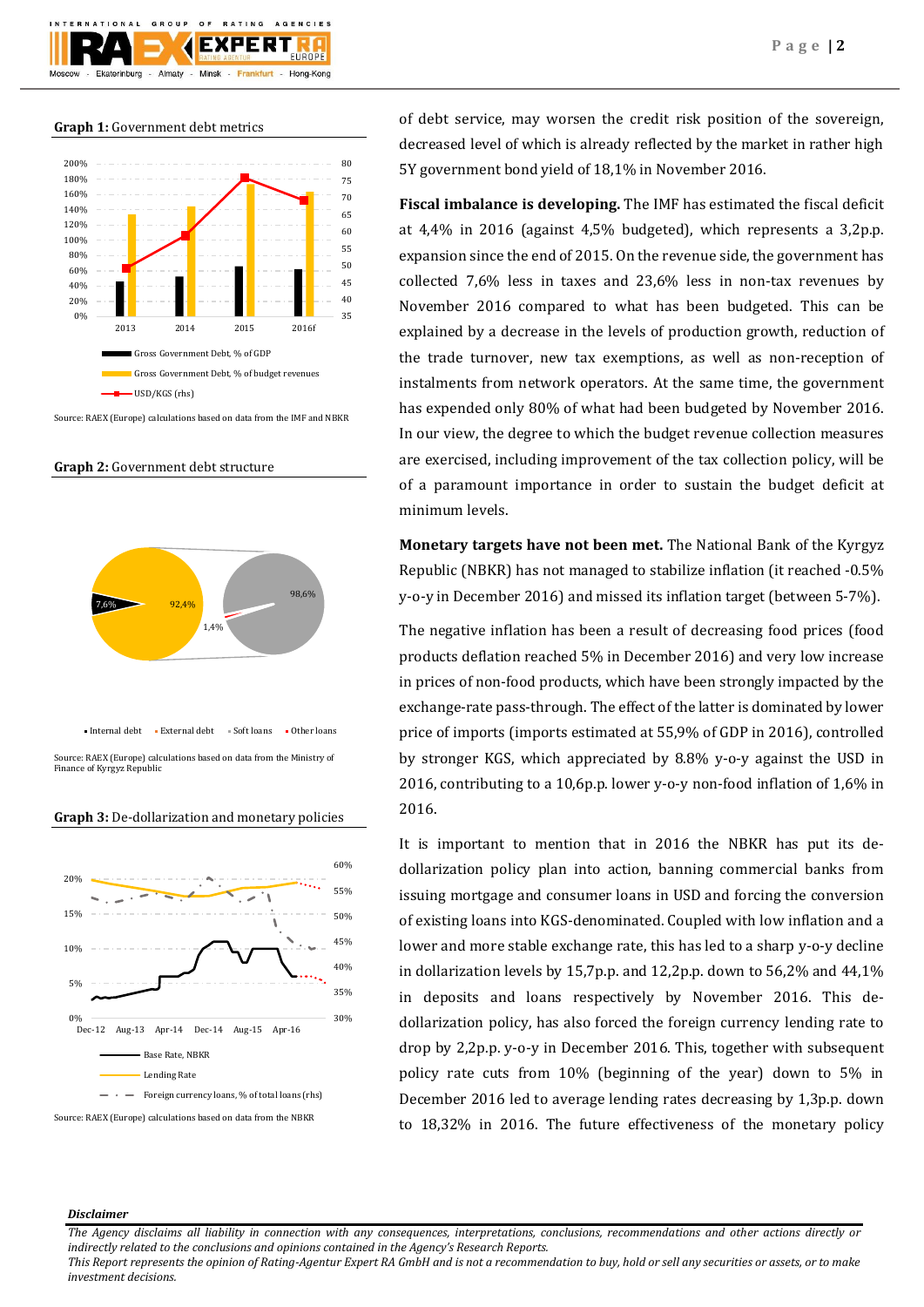**Graph 1:** Government debt metrics

Source: RAEX (Europe) calculations based on data from the IMF and NBKR

**Graph 2:** Government debt structure

Source: RAEX (Europe) calculations based on data from the Ministry of Finance of Kyrgyz Republic

**Graph 3:** De-dollarization and monetary policies

Source: RAEX (Europe) calculations based on data from the NBKR

of debt service, may worsen the credit risk position of the sovereign, decreased level of which is already reflected by the market in rather high 5Y government bond yield of 18,1% in November 2016.

**Fiscal imbalance is developing.** The IMF has estimated the fiscal deficit at 4,4% in 2016 (against 4,5% budgeted), which represents a 3,2p.p. expansion since the end of 2015. On the revenue side, the government has collected 7,6% less in taxes and 23,6% less in non-tax revenues by November 2016 compared to what has been budgeted. This can be explained by a decrease in the levels of production growth, reduction of the trade turnover, new tax exemptions, as well as non-reception of instalments from network operators. At the same time, the government has expended only 80% of what had been budgeted by November 2016. In our view, the degree to which the budget revenue collection measures are exercised, including improvement of the tax collection policy, will be of a paramount importance in order to sustain the budget deficit at minimum levels.

**Monetary targets have not been met.** The National Bank of the Kyrgyz Republic (NBKR) has not managed to stabilize inflation (it reached -0.5% y-o-y in December 2016) and missed its inflation target (between 5-7%).

The negative inflation has been a result of decreasing food prices (food products deflation reached 5% in December 2016) and very low increase in prices of non-food products, which have been strongly impacted by the exchange-rate pass-through. The effect of the latter is dominated by lower price of imports (imports estimated at 55,9% of GDP in 2016), controlled by stronger KGS, which appreciated by 8.8% y-o-y against the USD in 2016, contributing to a 10,6p.p. lower y-o-y non-food inflation of 1,6% in 2016.

It is important to mention that in 2016 the NBKR has put its de-dollarization policy plan into action, banning commercial banks from issuing mortgage and consumer loans in USD and forcing the conversion of existing loans into KGS-denominated. Coupled with low inflation and a lower and more stable exchange rate, this has led to a sharp y-o-y decline in dollarization levels by 15,7p.p. and 12,2p.p. down to 56,2% and 44,1% in deposits and loans respectively by November 2016. This de-dollarization policy, has also forced the foreign currency lending rate to drop by 2,2p.p. y-o-y in December 2016. This, together with subsequent policy rate cuts from 10% (beginning of the year) down to 5% in December 2016 led to average lending rates decreasing by 1,3p.p. down to 18,32% in 2016. The future effectiveness of the monetary policy

***Disclaimer***

*The Agency disclaims all liability in connection with any consequences, interpretations, conclusions, recommendations and other actions directly or indirectly related to the conclusions and opinions contained in the Agency's Research Reports.*
*This Report represents the opinion of Rating-Agentur Expert RA GmbH and is not a recommendation to buy, hold or sell any securities or assets, or to make investment decisions.*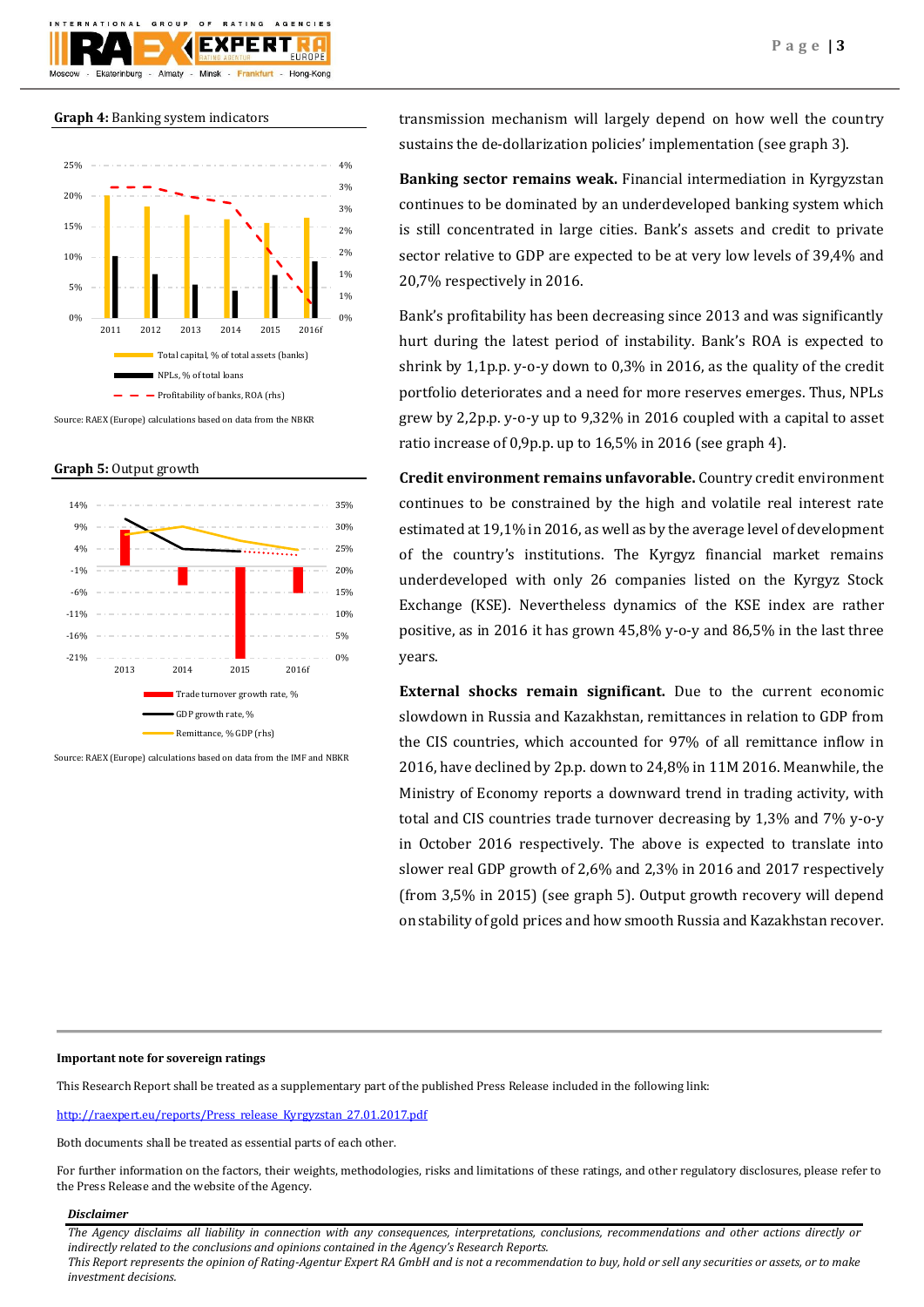**Graph 4:** Banking system indicators

25%
20%
15%
10%
5%
0%

4%
3%
3%
2%
2%
1%
1%
0%

2011 2012 2013 2014 2015 2016f

Total capital, % of total assets (banks)
NPLs, % of total loans
Profitability of banks, ROA (rhs)

Source: RAEX (Europe) calculations based on data from the NBKR

**Graph 5:** Output growth

14%
9%
4%
-1%
-6%
-11%
-16%
-21%

35%
30%
25%
20%
15%
10%
5%
0%

2013 2014 2015 2016f

Trade turnover growth rate, %
GDP growth rate, %
Remittance, % GDP (rhs)

Source: RAEX (Europe) calculations based on data from the IMF and NBKR

transmission mechanism will largely depend on how well the country sustains the de-dollarization policies' implementation (see graph 3).

**Banking sector remains weak.** Financial intermediation in Kyrgyzstan continues to be dominated by an underdeveloped banking system which is still concentrated in large cities. Bank's assets and credit to private sector relative to GDP are expected to be at very low levels of 39,4% and 20,7% respectively in 2016.

Bank's profitability has been decreasing since 2013 and was significantly hurt during the latest period of instability. Bank's ROA is expected to shrink by 1,1p.p. y-o-y down to 0,3% in 2016, as the quality of the credit portfolio deteriorates and a need for more reserves emerges. Thus, NPLs grew by 2,2p.p. y-o-y up to 9,32% in 2016 coupled with a capital to asset ratio increase of 0,9p.p. up to 16,5% in 2016 (see graph 4).

**Credit environment remains unfavorable.** Country credit environment continues to be constrained by the high and volatile real interest rate estimated at 19,1% in 2016, as well as by the average level of development of the country's institutions. The Kyrgyz financial market remains underdeveloped with only 26 companies listed on the Kyrgyz Stock Exchange (KSE). Nevertheless dynamics of the KSE index are rather positive, as in 2016 it has grown 45,8% y-o-y and 86,5% in the last three years.

**External shocks remain significant.** Due to the current economic slowdown in Russia and Kazakhstan, remittances in relation to GDP from the CIS countries, which accounted for 97% of all remittance inflow in 2016, have declined by 2p.p. down to 24,8% in 11M 2016. Meanwhile, the Ministry of Economy reports a downward trend in trading activity, with total and CIS countries trade turnover decreasing by 1,3% and 7% y-o-y in October 2016 respectively. The above is expected to translate into slower real GDP growth of 2,6% and 2,3% in 2016 and 2017 respectively (from 3,5% in 2015) (see graph 5). Output growth recovery will depend on stability of gold prices and how smooth Russia and Kazakhstan recover.

---

**Important note for sovereign ratings**

This Research Report shall be treated as a supplementary part of the published Press Release included in the following link:

http://raexpert.eu/reports/Press_release_Kyrgyzstan_27.01.2017.pdf

Both documents shall be treated as essential parts of each other.

For further information on the factors, their weights, methodologies, risks and limitations of these ratings, and other regulatory disclosures, please refer to the Press Release and the website of the Agency.

***Disclaimer***

*The Agency disclaims all liability in connection with any consequences, interpretations, conclusions, recommendations and other actions directly or indirectly related to the conclusions and opinions contained in the Agency's Research Reports.*
*This Report represents the opinion of Rating-Agentur Expert RA GmbH and is not a recommendation to buy, hold or sell any securities or assets, or to make investment decisions.*